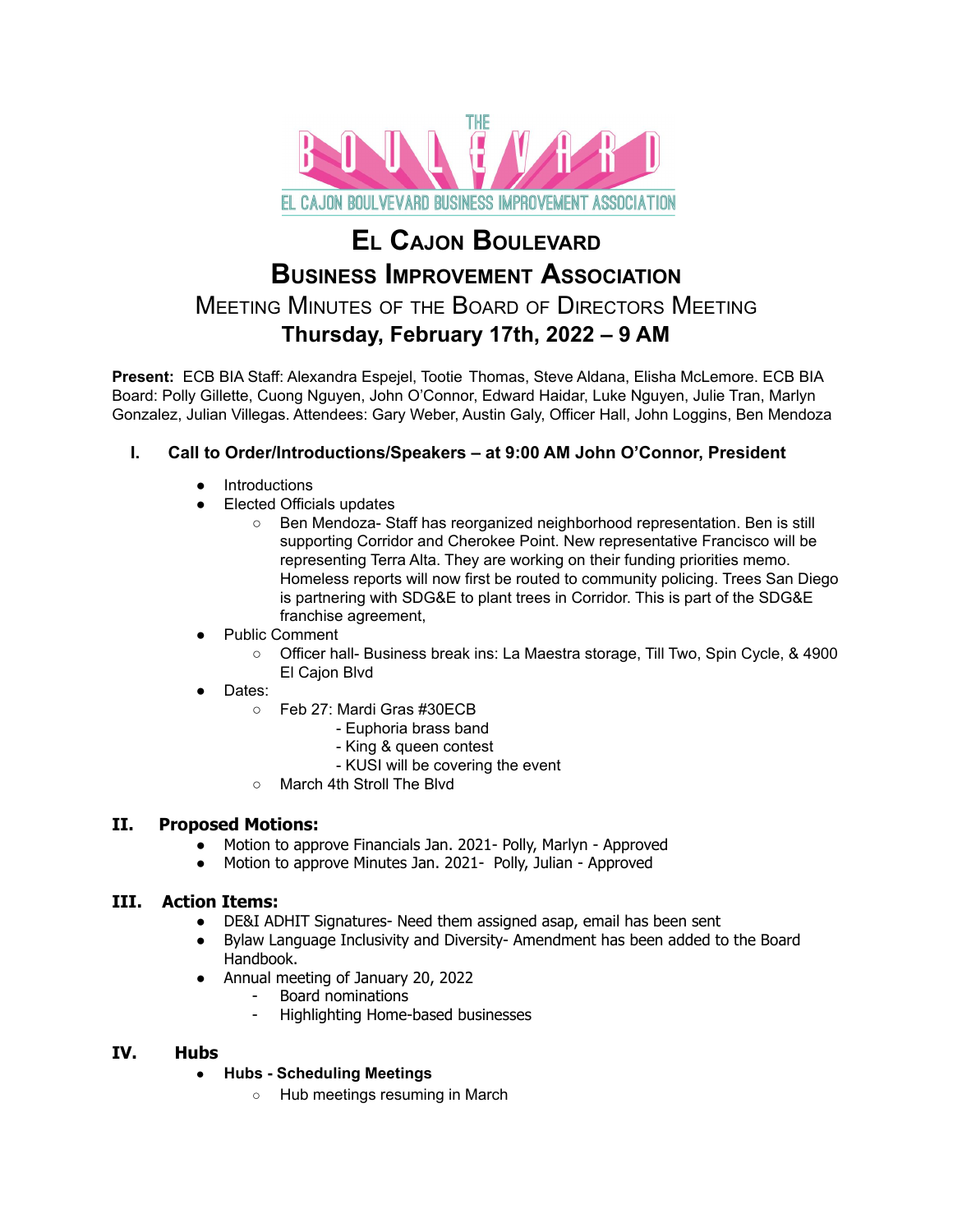THE BOULEVARD

EL CAJON BOULEVARD BUSINESS IMPROVEMENT ASSOCIATION

# EL CAJON BOULEVARD BUSINESS IMPROVEMENT ASSOCIATION

## MEETING MINUTES OF THE BOARD OF DIRECTORS MEETING

## Thursday, February 17th, 2022 – 9 AM

**Present:** ECB BIA Staff: Alexandra Espejel, Tootie Thomas, Steve Aldana, Elisha McLemore. ECB BIA Board: Polly Gillette, Cuong Nguyen, John O'Connor, Edward Haidar, Luke Nguyen, Julie Tran, Marlyn Gonzalez, Julian Villegas. Attendees: Gary Weber, Austin Galy, Officer Hall, John Loggins, Ben Mendoza

### I. Call to Order/Introductions/Speakers – at 9:00 AM John O'Connor, President

- Introductions
- Elected Officials updates
  - Ben Mendoza- Staff has reorganized neighborhood representation. Ben is still supporting Corridor and Cherokee Point. New representative Francisco will be representing Terra Alta. They are working on their funding priorities memo. Homeless reports will now first be routed to community policing. Trees San Diego is partnering with SDG&E to plant trees in Corridor. This is part of the SDG&E franchise agreement,
- Public Comment
  - Officer hall- Business break ins: La Maestra storage, Till Two, Spin Cycle, & 4900 El Cajon Blvd
- Dates:
  - Feb 27: Mardi Gras #30ECB
    - Euphoria brass band
    - King & queen contest
    - KUSI will be covering the event
  - March 4th Stroll The Blvd

### II. Proposed Motions:

- Motion to approve Financials Jan. 2021- Polly, Marlyn - Approved
- Motion to approve Minutes Jan. 2021- Polly, Julian - Approved

### III. Action Items:

- DE&I ADHIT Signatures- Need them assigned asap, email has been sent
- Bylaw Language Inclusivity and Diversity- Amendment has been added to the Board Handbook.
- Annual meeting of January 20, 2022
  - Board nominations
  - Highlighting Home-based businesses

### IV. Hubs

- **Hubs - Scheduling Meetings**
  - Hub meetings resuming in March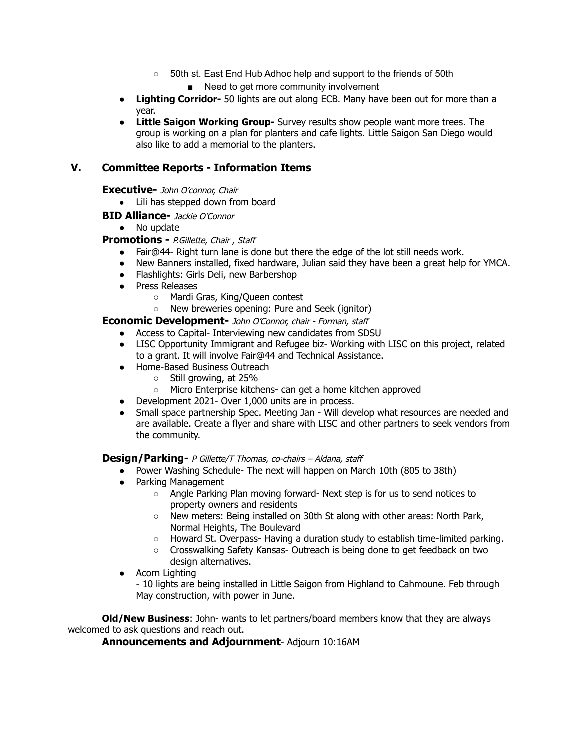- 50th st. East End Hub Adhoc help and support to the friends of 50th
        - Need to get more community involvement
- **Lighting Corridor-** 50 lights are out along ECB. Many have been out for more than a year.
- **Little Saigon Working Group-** Survey results show people want more trees. The group is working on a plan for planters and cafe lights. Little Saigon San Diego would also like to add a memorial to the planters.

## V. Committee Reports - Information Items

**Executive-** *John O'connor, Chair*

- Lili has stepped down from board

**BID Alliance-** *Jackie O'Connor*

- No update

**Promotions -** *P.Gillette, Chair , Staff*

- Fair@44- Right turn lane is done but there the edge of the lot still needs work.
- New Banners installed, fixed hardware, Julian said they have been a great help for YMCA.
- Flashlights: Girls Deli, new Barbershop
- Press Releases
    - Mardi Gras, King/Queen contest
    - New breweries opening: Pure and Seek (ignitor)

**Economic Development-** *John O'Connor, chair - Forman, staff*

- Access to Capital- Interviewing new candidates from SDSU
- LISC Opportunity Immigrant and Refugee biz- Working with LISC on this project, related to a grant. It will involve Fair@44 and Technical Assistance.
- Home-Based Business Outreach
    - Still growing, at 25%
    - Micro Enterprise kitchens- can get a home kitchen approved
- Development 2021- Over 1,000 units are in process.
- Small space partnership Spec. Meeting Jan - Will develop what resources are needed and are available. Create a flyer and share with LISC and other partners to seek vendors from the community.

**Design/Parking-** *P Gillette/T Thomas, co-chairs – Aldana, staff*

- Power Washing Schedule- The next will happen on March 10th (805 to 38th)
- Parking Management
    - Angle Parking Plan moving forward- Next step is for us to send notices to property owners and residents
    - New meters: Being installed on 30th St along with other areas: North Park, Normal Heights, The Boulevard
    - Howard St. Overpass- Having a duration study to establish time-limited parking.
    - Crosswalking Safety Kansas- Outreach is being done to get feedback on two design alternatives.
- Acorn Lighting
  - 10 lights are being installed in Little Saigon from Highland to Cahmoune. Feb through May construction, with power in June.

**Old/New Business**: John- wants to let partners/board members know that they are always welcomed to ask questions and reach out.

**Announcements and Adjournment**- Adjourn 10:16AM